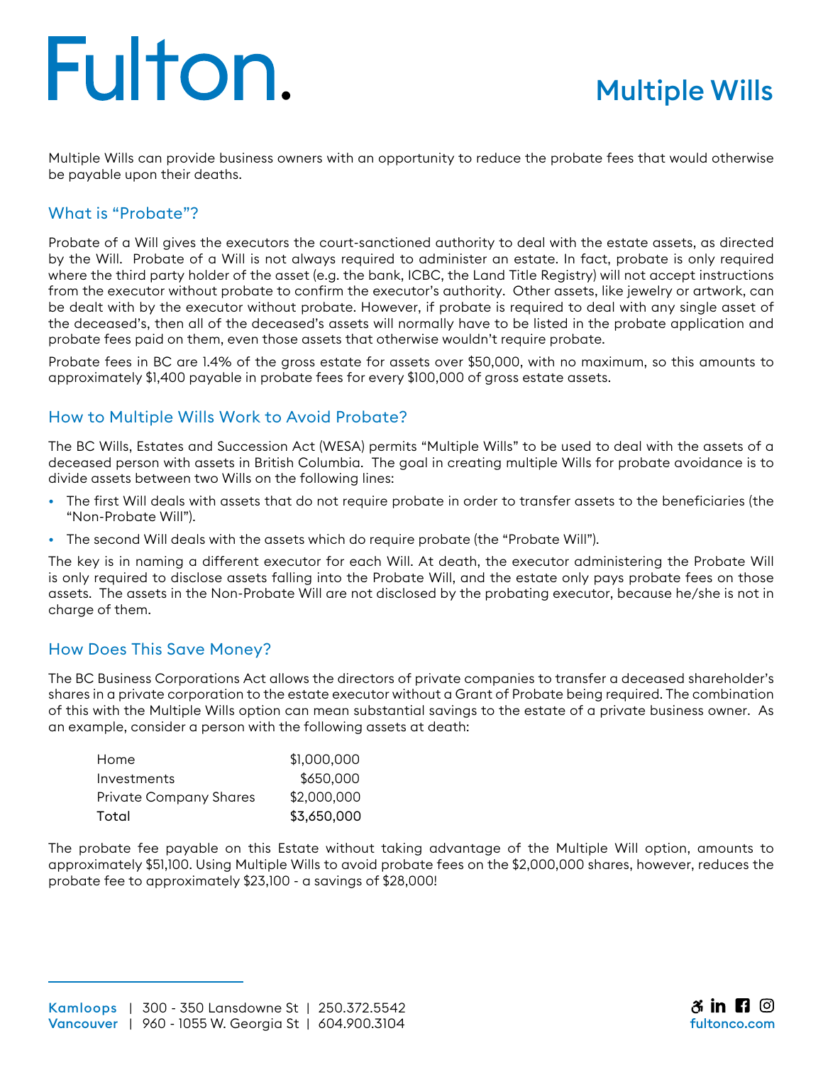# Multiple Wills

Multiple Wills can provide business owners with an opportunity to reduce the probate fees that would otherwise be payable upon their deaths.

## What is "Probate"?

Probate of a Will gives the executors the court-sanctioned authority to deal with the estate assets, as directed by the Will. Probate of a Will is not always required to administer an estate. In fact, probate is only required where the third party holder of the asset (e.g. the bank, ICBC, the Land Title Registry) will not accept instructions from the executor without probate to confirm the executor's authority. Other assets, like jewelry or artwork, can be dealt with by the executor without probate. However, if probate is required to deal with any single asset of the deceased's, then all of the deceased's assets will normally have to be listed in the probate application and probate fees paid on them, even those assets that otherwise wouldn't require probate.

Probate fees in BC are 1.4% of the gross estate for assets over $50,000, with no maximum, so this amounts to approximately $1,400 payable in probate fees for every $100,000 of gross estate assets.

## How to Multiple Wills Work to Avoid Probate?

The BC Wills, Estates and Succession Act (WESA) permits "Multiple Wills" to be used to deal with the assets of a deceased person with assets in British Columbia. The goal in creating multiple Wills for probate avoidance is to divide assets between two Wills on the following lines:

- The first Will deals with assets that do not require probate in order to transfer assets to the beneficiaries (the "Non-Probate Will").
- The second Will deals with the assets which do require probate (the "Probate Will").

The key is in naming a different executor for each Will. At death, the executor administering the Probate Will is only required to disclose assets falling into the Probate Will, and the estate only pays probate fees on those assets. The assets in the Non-Probate Will are not disclosed by the probating executor, because he/she is not in charge of them.

## How Does This Save Money?

The BC Business Corporations Act allows the directors of private companies to transfer a deceased shareholder's shares in a private corporation to the estate executor without a Grant of Probate being required. The combination of this with the Multiple Wills option can mean substantial savings to the estate of a private business owner. As an example, consider a person with the following assets at death:

| | |
|---|---:|
| Home | $1,000,000 |
| Investments | $650,000 |
| Private Company Shares | $2,000,000 |
| Total | $3,650,000 |

The probate fee payable on this Estate without taking advantage of the Multiple Will option, amounts to approximately $51,100. Using Multiple Wills to avoid probate fees on the $2,000,000 shares, however, reduces the probate fee to approximately $23,100 - a savings of $28,000!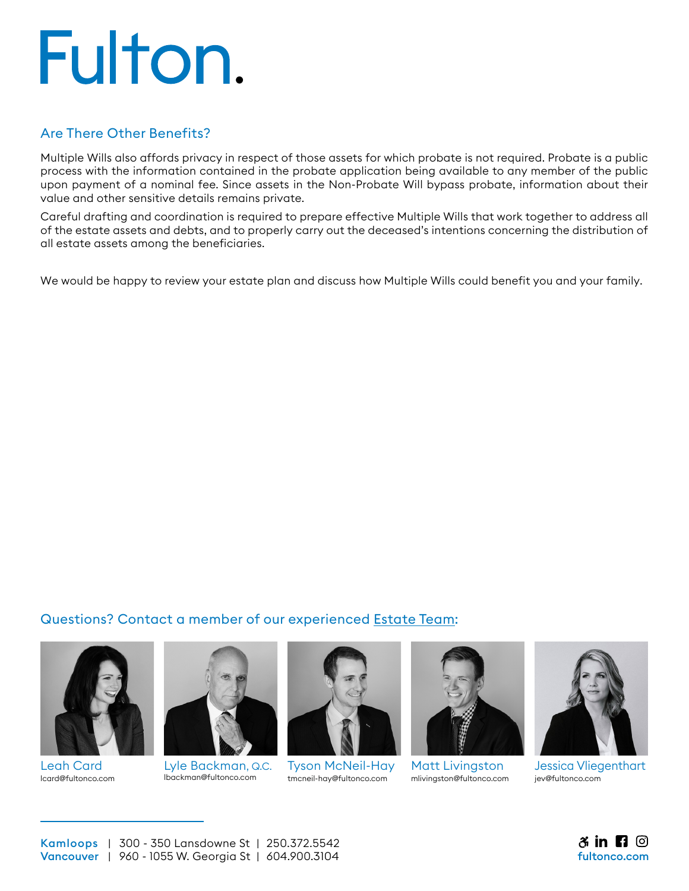Fulton.

## Are There Other Benefits?

Multiple Wills also affords privacy in respect of those assets for which probate is not required. Probate is a public process with the information contained in the probate application being available to any member of the public upon payment of a nominal fee. Since assets in the Non-Probate Will bypass probate, information about their value and other sensitive details remains private.

Careful drafting and coordination is required to prepare effective Multiple Wills that work together to address all of the estate assets and debts, and to properly carry out the deceased's intentions concerning the distribution of all estate assets among the beneficiaries.

We would be happy to review your estate plan and discuss how Multiple Wills could benefit you and your family.

## Questions? Contact a member of our experienced Estate Team:

Leah Card
lcard@fultonco.com

Lyle Backman, Q.C.
lbackman@fultonco.com

Tyson McNeil-Hay
tmcneil-hay@fultonco.com

Matt Livingston
mlivingston@fultonco.com

Jessica Vliegenthart
jev@fultonco.com

**Kamloops** | 300 - 350 Lansdowne St | 250.372.5542
**Vancouver** | 960 - 1055 W. Georgia St | 604.900.3104

**fultonco.com**